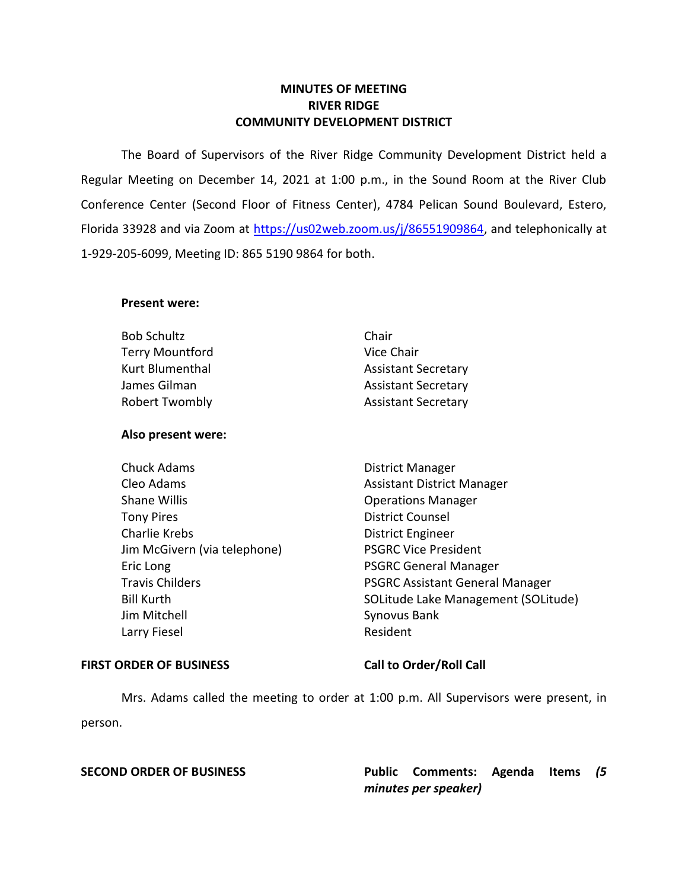# MINUTES OF MEETING
# RIVER RIDGE
# COMMUNITY DEVELOPMENT DISTRICT

The Board of Supervisors of the River Ridge Community Development District held a Regular Meeting on December 14, 2021 at 1:00 p.m., in the Sound Room at the River Club Conference Center (Second Floor of Fitness Center), 4784 Pelican Sound Boulevard, Estero, Florida 33928 and via Zoom at https://us02web.zoom.us/j/86551909864, and telephonically at 1-929-205-6099, Meeting ID: 865 5190 9864 for both.

**Present were:**

| | |
|---|---|
| Bob Schultz | Chair |
| Terry Mountford | Vice Chair |
| Kurt Blumenthal | Assistant Secretary |
| James Gilman | Assistant Secretary |
| Robert Twombly | Assistant Secretary |

**Also present were:**

| | |
|---|---|
| Chuck Adams | District Manager |
| Cleo Adams | Assistant District Manager |
| Shane Willis | Operations Manager |
| Tony Pires | District Counsel |
| Charlie Krebs | District Engineer |
| Jim McGivern (via telephone) | PSGRC Vice President |
| Eric Long | PSGRC General Manager |
| Travis Childers | PSGRC Assistant General Manager |
| Bill Kurth | SOLitude Lake Management (SOLitude) |
| Jim Mitchell | Synovus Bank |
| Larry Fiesel | Resident |

**FIRST ORDER OF BUSINESS** — **Call to Order/Roll Call**

Mrs. Adams called the meeting to order at 1:00 p.m. All Supervisors were present, in person.

**SECOND ORDER OF BUSINESS** — **Public Comments: Agenda Items *(5 minutes per speaker)***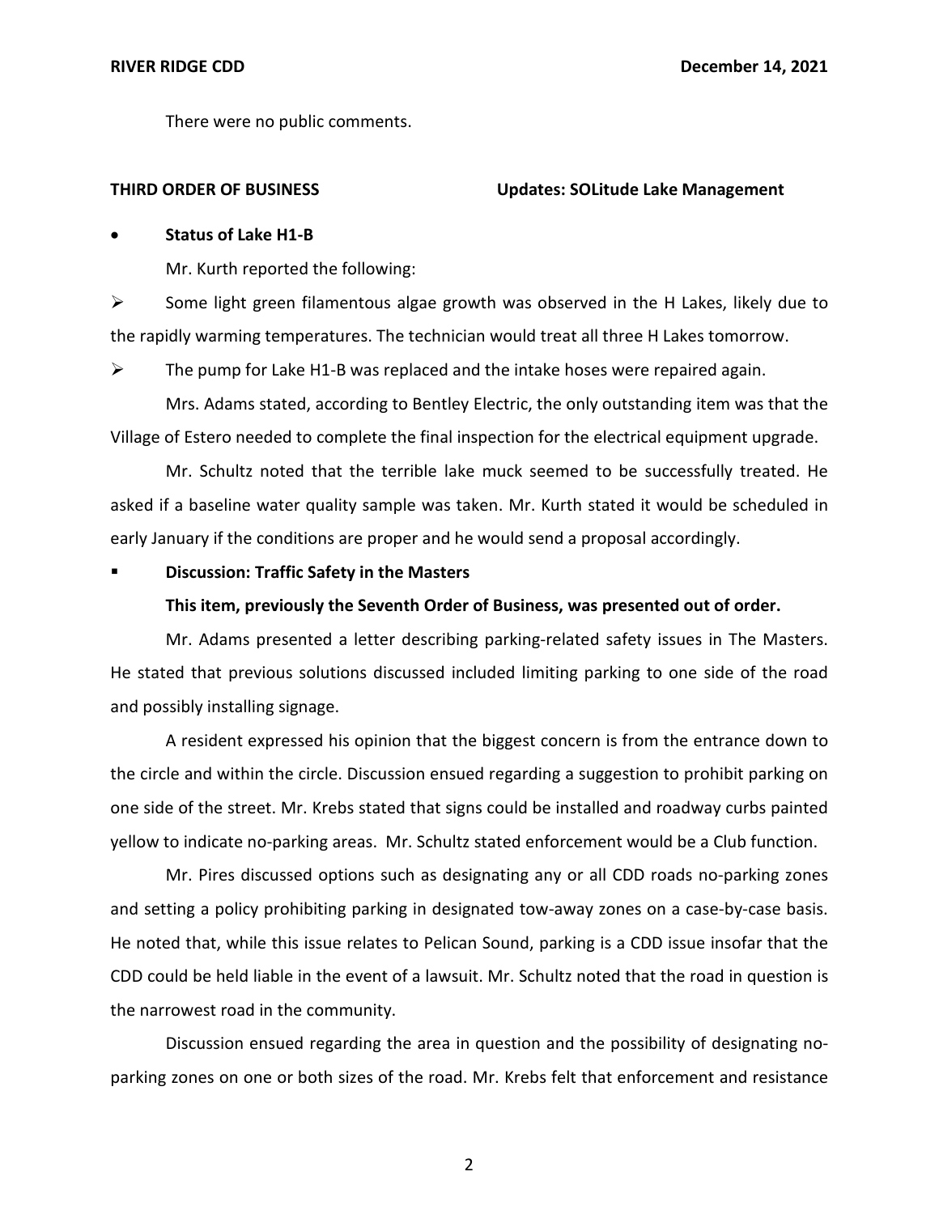There were no public comments.

**THIRD ORDER OF BUSINESS** **Updates: SOLitude Lake Management**

- **Status of Lake H1-B**

Mr. Kurth reported the following:

- Some light green filamentous algae growth was observed in the H Lakes, likely due to the rapidly warming temperatures. The technician would treat all three H Lakes tomorrow.
- The pump for Lake H1-B was replaced and the intake hoses were repaired again.

Mrs. Adams stated, according to Bentley Electric, the only outstanding item was that the Village of Estero needed to complete the final inspection for the electrical equipment upgrade.

Mr. Schultz noted that the terrible lake muck seemed to be successfully treated. He asked if a baseline water quality sample was taken. Mr. Kurth stated it would be scheduled in early January if the conditions are proper and he would send a proposal accordingly.

- **Discussion: Traffic Safety in the Masters**

**This item, previously the Seventh Order of Business, was presented out of order.**

Mr. Adams presented a letter describing parking-related safety issues in The Masters. He stated that previous solutions discussed included limiting parking to one side of the road and possibly installing signage.

A resident expressed his opinion that the biggest concern is from the entrance down to the circle and within the circle. Discussion ensued regarding a suggestion to prohibit parking on one side of the street. Mr. Krebs stated that signs could be installed and roadway curbs painted yellow to indicate no-parking areas. Mr. Schultz stated enforcement would be a Club function.

Mr. Pires discussed options such as designating any or all CDD roads no-parking zones and setting a policy prohibiting parking in designated tow-away zones on a case-by-case basis. He noted that, while this issue relates to Pelican Sound, parking is a CDD issue insofar that the CDD could be held liable in the event of a lawsuit. Mr. Schultz noted that the road in question is the narrowest road in the community.

Discussion ensued regarding the area in question and the possibility of designating no-parking zones on one or both sizes of the road. Mr. Krebs felt that enforcement and resistance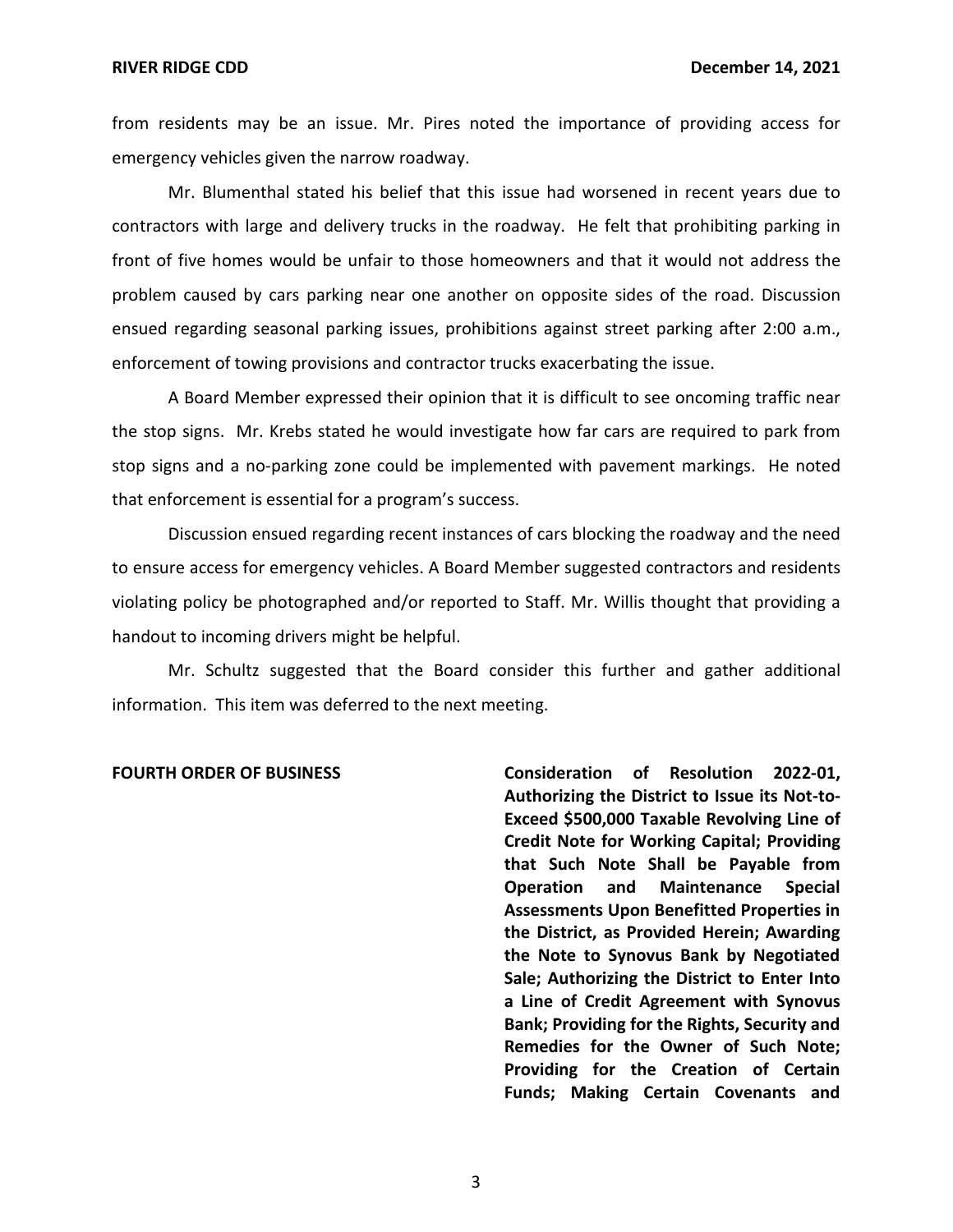from residents may be an issue. Mr. Pires noted the importance of providing access for emergency vehicles given the narrow roadway.

Mr. Blumenthal stated his belief that this issue had worsened in recent years due to contractors with large and delivery trucks in the roadway. He felt that prohibiting parking in front of five homes would be unfair to those homeowners and that it would not address the problem caused by cars parking near one another on opposite sides of the road. Discussion ensued regarding seasonal parking issues, prohibitions against street parking after 2:00 a.m., enforcement of towing provisions and contractor trucks exacerbating the issue.

A Board Member expressed their opinion that it is difficult to see oncoming traffic near the stop signs. Mr. Krebs stated he would investigate how far cars are required to park from stop signs and a no-parking zone could be implemented with pavement markings. He noted that enforcement is essential for a program's success.

Discussion ensued regarding recent instances of cars blocking the roadway and the need to ensure access for emergency vehicles. A Board Member suggested contractors and residents violating policy be photographed and/or reported to Staff. Mr. Willis thought that providing a handout to incoming drivers might be helpful.

Mr. Schultz suggested that the Board consider this further and gather additional information. This item was deferred to the next meeting.

**FOURTH ORDER OF BUSINESS** **Consideration of Resolution 2022-01, Authorizing the District to Issue its Not-to-Exceed $500,000 Taxable Revolving Line of Credit Note for Working Capital; Providing that Such Note Shall be Payable from Operation and Maintenance Special Assessments Upon Benefitted Properties in the District, as Provided Herein; Awarding the Note to Synovus Bank by Negotiated Sale; Authorizing the District to Enter Into a Line of Credit Agreement with Synovus Bank; Providing for the Rights, Security and Remedies for the Owner of Such Note; Providing for the Creation of Certain Funds; Making Certain Covenants and**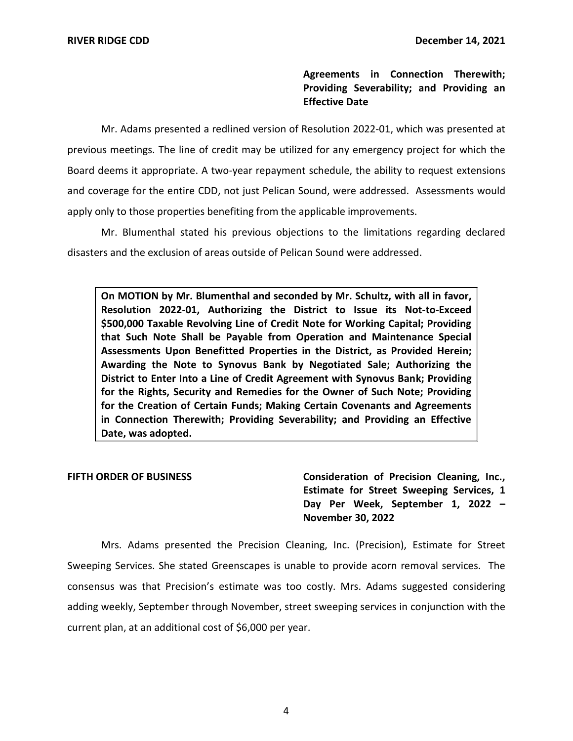**Agreements in Connection Therewith; Providing Severability; and Providing an Effective Date**

Mr. Adams presented a redlined version of Resolution 2022-01, which was presented at previous meetings. The line of credit may be utilized for any emergency project for which the Board deems it appropriate. A two-year repayment schedule, the ability to request extensions and coverage for the entire CDD, not just Pelican Sound, were addressed. Assessments would apply only to those properties benefiting from the applicable improvements.

Mr. Blumenthal stated his previous objections to the limitations regarding declared disasters and the exclusion of areas outside of Pelican Sound were addressed.

> **On MOTION by Mr. Blumenthal and seconded by Mr. Schultz, with all in favor, Resolution 2022-01, Authorizing the District to Issue its Not-to-Exceed $500,000 Taxable Revolving Line of Credit Note for Working Capital; Providing that Such Note Shall be Payable from Operation and Maintenance Special Assessments Upon Benefitted Properties in the District, as Provided Herein; Awarding the Note to Synovus Bank by Negotiated Sale; Authorizing the District to Enter Into a Line of Credit Agreement with Synovus Bank; Providing for the Rights, Security and Remedies for the Owner of Such Note; Providing for the Creation of Certain Funds; Making Certain Covenants and Agreements in Connection Therewith; Providing Severability; and Providing an Effective Date, was adopted.**

**FIFTH ORDER OF BUSINESS** — **Consideration of Precision Cleaning, Inc., Estimate for Street Sweeping Services, 1 Day Per Week, September 1, 2022 – November 30, 2022**

Mrs. Adams presented the Precision Cleaning, Inc. (Precision), Estimate for Street Sweeping Services. She stated Greenscapes is unable to provide acorn removal services. The consensus was that Precision's estimate was too costly. Mrs. Adams suggested considering adding weekly, September through November, street sweeping services in conjunction with the current plan, at an additional cost of $6,000 per year.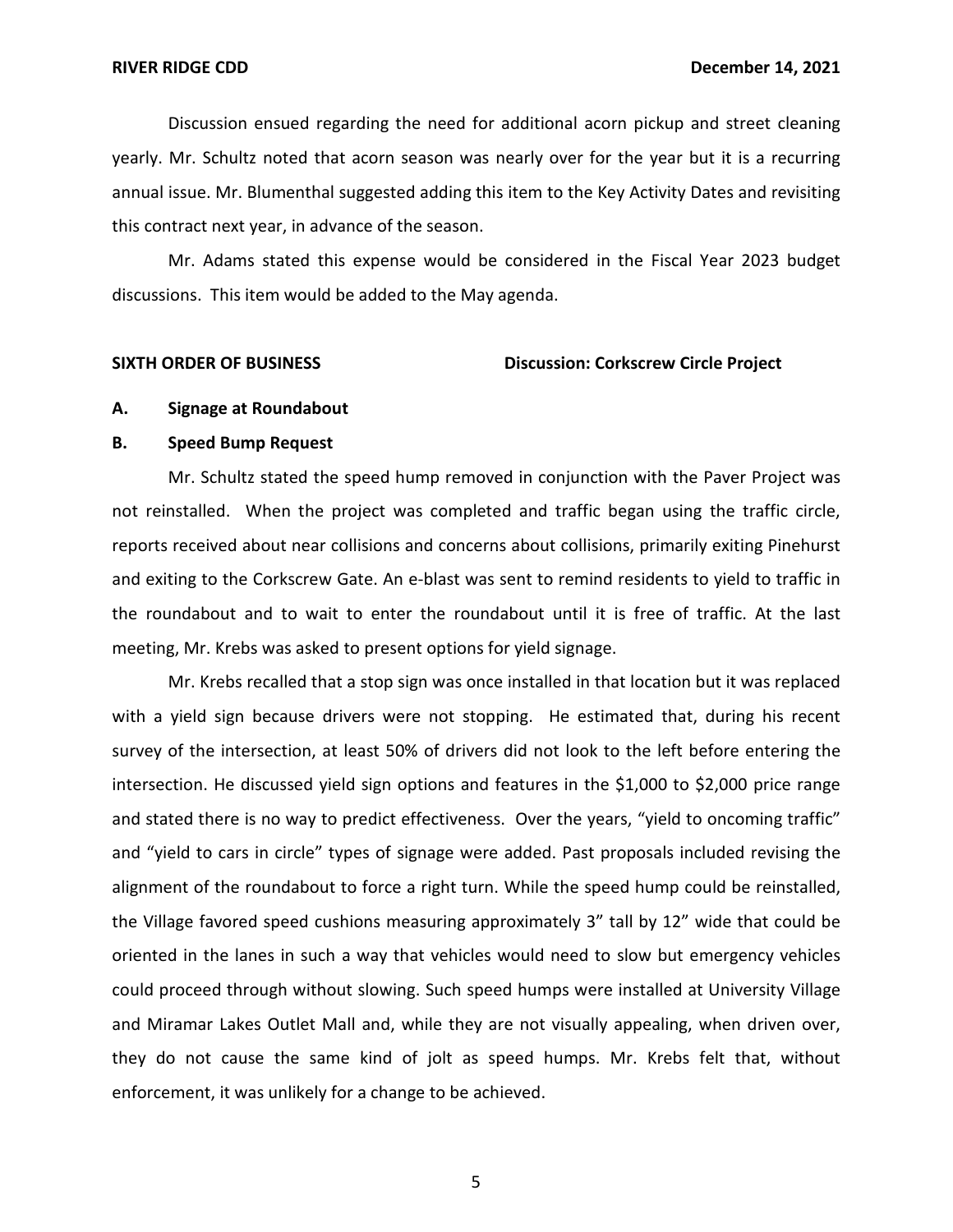Discussion ensued regarding the need for additional acorn pickup and street cleaning yearly. Mr. Schultz noted that acorn season was nearly over for the year but it is a recurring annual issue. Mr. Blumenthal suggested adding this item to the Key Activity Dates and revisiting this contract next year, in advance of the season.

Mr. Adams stated this expense would be considered in the Fiscal Year 2023 budget discussions. This item would be added to the May agenda.

**SIXTH ORDER OF BUSINESS** **Discussion: Corkscrew Circle Project**

**A. Signage at Roundabout**

**B. Speed Bump Request**

Mr. Schultz stated the speed hump removed in conjunction with the Paver Project was not reinstalled. When the project was completed and traffic began using the traffic circle, reports received about near collisions and concerns about collisions, primarily exiting Pinehurst and exiting to the Corkscrew Gate. An e-blast was sent to remind residents to yield to traffic in the roundabout and to wait to enter the roundabout until it is free of traffic. At the last meeting, Mr. Krebs was asked to present options for yield signage.

Mr. Krebs recalled that a stop sign was once installed in that location but it was replaced with a yield sign because drivers were not stopping. He estimated that, during his recent survey of the intersection, at least 50% of drivers did not look to the left before entering the intersection. He discussed yield sign options and features in the $1,000 to $2,000 price range and stated there is no way to predict effectiveness. Over the years, "yield to oncoming traffic" and "yield to cars in circle" types of signage were added. Past proposals included revising the alignment of the roundabout to force a right turn. While the speed hump could be reinstalled, the Village favored speed cushions measuring approximately 3" tall by 12" wide that could be oriented in the lanes in such a way that vehicles would need to slow but emergency vehicles could proceed through without slowing. Such speed humps were installed at University Village and Miramar Lakes Outlet Mall and, while they are not visually appealing, when driven over, they do not cause the same kind of jolt as speed humps. Mr. Krebs felt that, without enforcement, it was unlikely for a change to be achieved.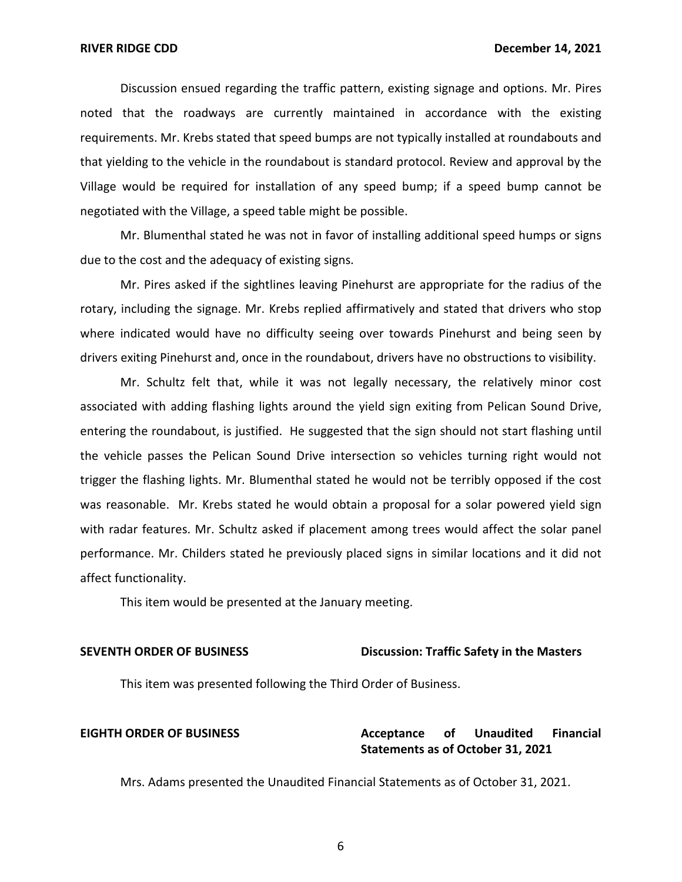Discussion ensued regarding the traffic pattern, existing signage and options. Mr. Pires noted that the roadways are currently maintained in accordance with the existing requirements. Mr. Krebs stated that speed bumps are not typically installed at roundabouts and that yielding to the vehicle in the roundabout is standard protocol. Review and approval by the Village would be required for installation of any speed bump; if a speed bump cannot be negotiated with the Village, a speed table might be possible.

Mr. Blumenthal stated he was not in favor of installing additional speed humps or signs due to the cost and the adequacy of existing signs.

Mr. Pires asked if the sightlines leaving Pinehurst are appropriate for the radius of the rotary, including the signage. Mr. Krebs replied affirmatively and stated that drivers who stop where indicated would have no difficulty seeing over towards Pinehurst and being seen by drivers exiting Pinehurst and, once in the roundabout, drivers have no obstructions to visibility.

Mr. Schultz felt that, while it was not legally necessary, the relatively minor cost associated with adding flashing lights around the yield sign exiting from Pelican Sound Drive, entering the roundabout, is justified. He suggested that the sign should not start flashing until the vehicle passes the Pelican Sound Drive intersection so vehicles turning right would not trigger the flashing lights. Mr. Blumenthal stated he would not be terribly opposed if the cost was reasonable. Mr. Krebs stated he would obtain a proposal for a solar powered yield sign with radar features. Mr. Schultz asked if placement among trees would affect the solar panel performance. Mr. Childers stated he previously placed signs in similar locations and it did not affect functionality.

This item would be presented at the January meeting.

**SEVENTH ORDER OF BUSINESS** **Discussion: Traffic Safety in the Masters**

This item was presented following the Third Order of Business.

**EIGHTH ORDER OF BUSINESS** **Acceptance of Unaudited Financial Statements as of October 31, 2021**

Mrs. Adams presented the Unaudited Financial Statements as of October 31, 2021.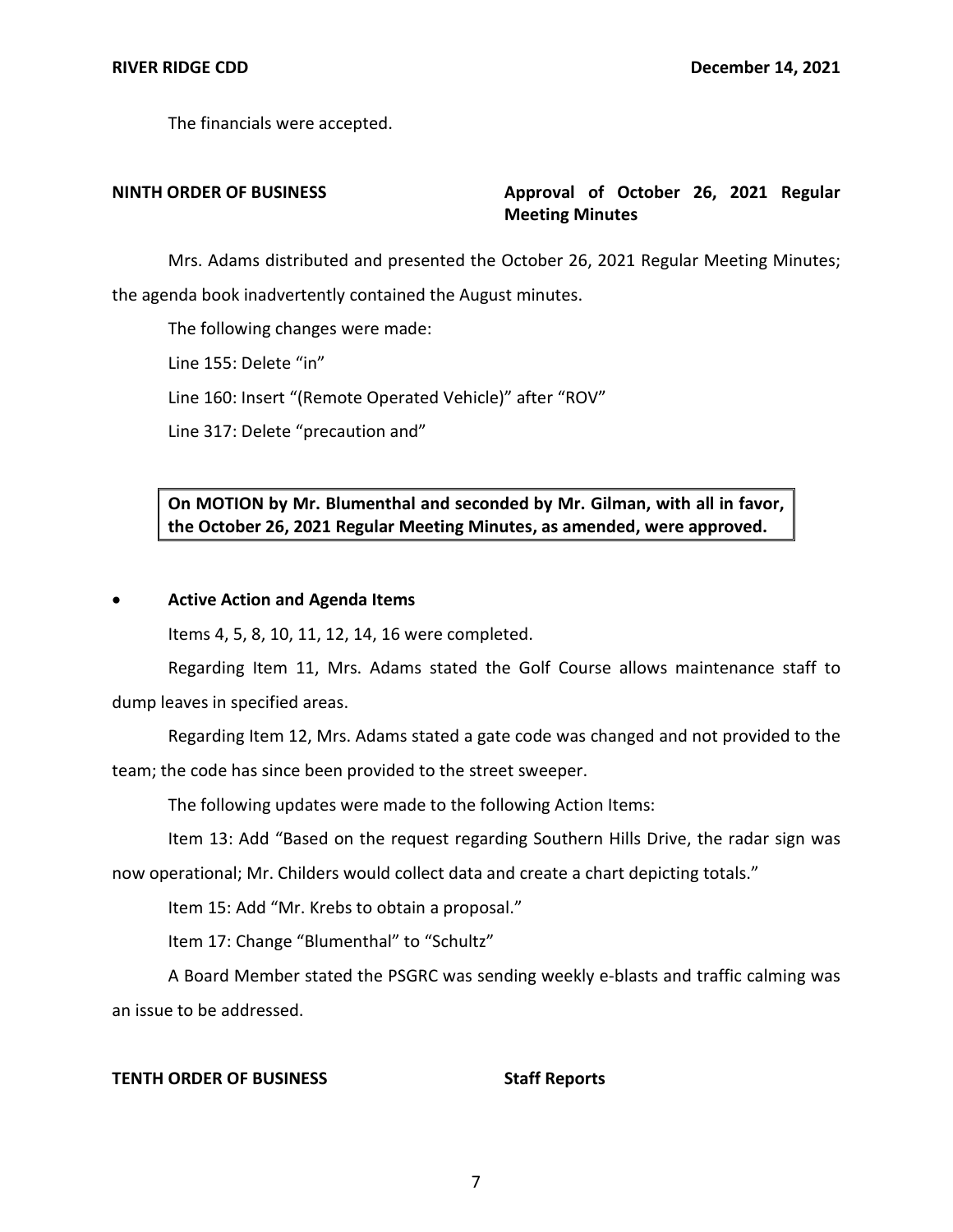The financials were accepted.

**NINTH ORDER OF BUSINESS** **Approval of October 26, 2021 Regular Meeting Minutes**

Mrs. Adams distributed and presented the October 26, 2021 Regular Meeting Minutes; the agenda book inadvertently contained the August minutes.

The following changes were made:

Line 155: Delete "in"

Line 160: Insert "(Remote Operated Vehicle)" after "ROV"

Line 317: Delete "precaution and"

**On MOTION by Mr. Blumenthal and seconded by Mr. Gilman, with all in favor, the October 26, 2021 Regular Meeting Minutes, as amended, were approved.**

- **Active Action and Agenda Items**

Items 4, 5, 8, 10, 11, 12, 14, 16 were completed.

Regarding Item 11, Mrs. Adams stated the Golf Course allows maintenance staff to dump leaves in specified areas.

Regarding Item 12, Mrs. Adams stated a gate code was changed and not provided to the team; the code has since been provided to the street sweeper.

The following updates were made to the following Action Items:

Item 13: Add "Based on the request regarding Southern Hills Drive, the radar sign was now operational; Mr. Childers would collect data and create a chart depicting totals."

Item 15: Add "Mr. Krebs to obtain a proposal."

Item 17: Change "Blumenthal" to "Schultz"

A Board Member stated the PSGRC was sending weekly e-blasts and traffic calming was an issue to be addressed.

**TENTH ORDER OF BUSINESS** **Staff Reports**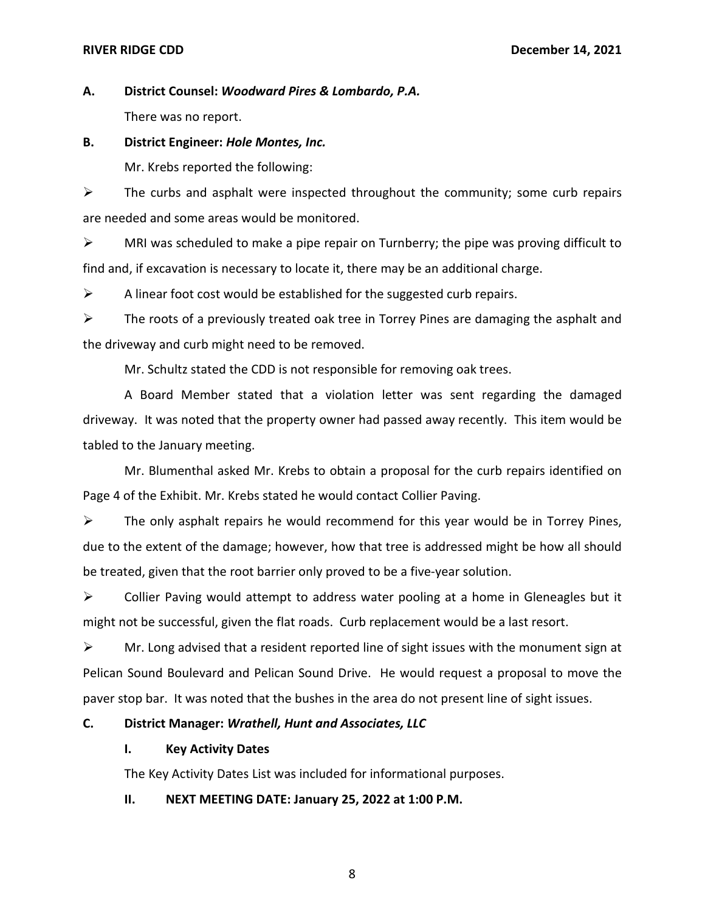**A. District Counsel: *Woodward Pires & Lombardo, P.A.***

There was no report.

**B. District Engineer: *Hole Montes, Inc.***

Mr. Krebs reported the following:

- The curbs and asphalt were inspected throughout the community; some curb repairs are needed and some areas would be monitored.
- MRI was scheduled to make a pipe repair on Turnberry; the pipe was proving difficult to find and, if excavation is necessary to locate it, there may be an additional charge.
- A linear foot cost would be established for the suggested curb repairs.
- The roots of a previously treated oak tree in Torrey Pines are damaging the asphalt and the driveway and curb might need to be removed.

Mr. Schultz stated the CDD is not responsible for removing oak trees.

A Board Member stated that a violation letter was sent regarding the damaged driveway. It was noted that the property owner had passed away recently. This item would be tabled to the January meeting.

Mr. Blumenthal asked Mr. Krebs to obtain a proposal for the curb repairs identified on Page 4 of the Exhibit. Mr. Krebs stated he would contact Collier Paving.

- The only asphalt repairs he would recommend for this year would be in Torrey Pines, due to the extent of the damage; however, how that tree is addressed might be how all should be treated, given that the root barrier only proved to be a five-year solution.
- Collier Paving would attempt to address water pooling at a home in Gleneagles but it might not be successful, given the flat roads. Curb replacement would be a last resort.
- Mr. Long advised that a resident reported line of sight issues with the monument sign at Pelican Sound Boulevard and Pelican Sound Drive. He would request a proposal to move the paver stop bar. It was noted that the bushes in the area do not present line of sight issues.

**C. District Manager: *Wrathell, Hunt and Associates, LLC***

**I. Key Activity Dates**

The Key Activity Dates List was included for informational purposes.

**II. NEXT MEETING DATE: January 25, 2022 at 1:00 P.M.**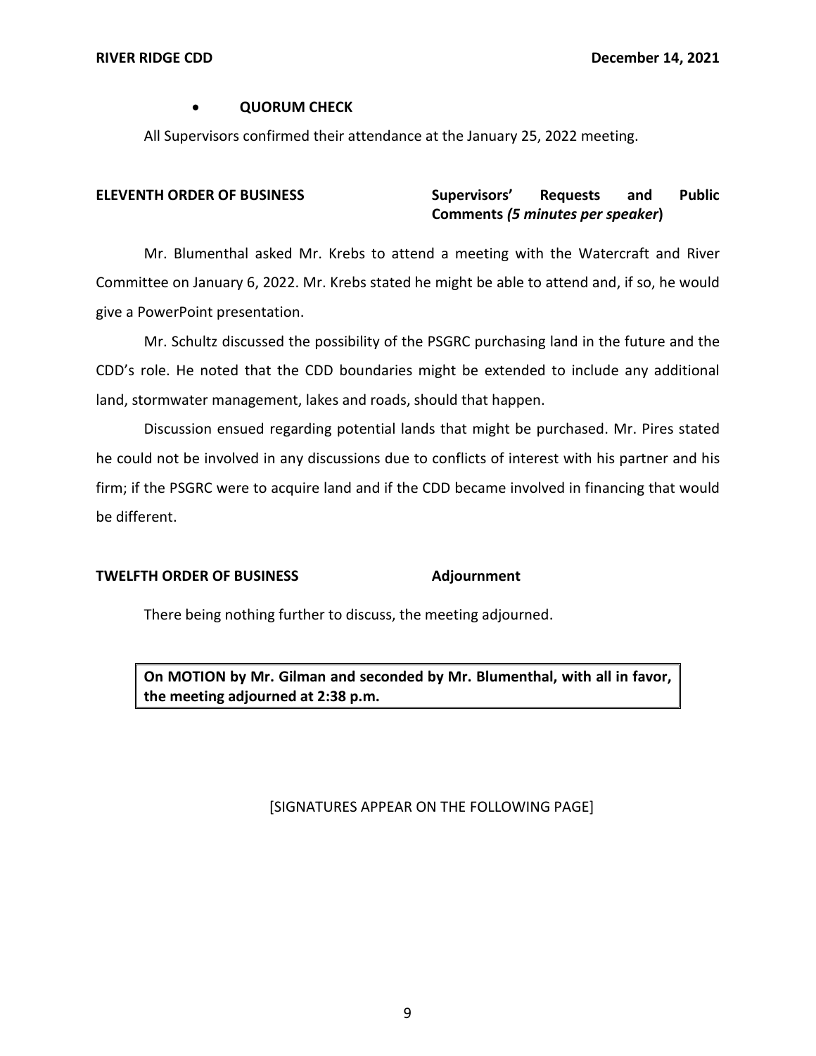- **QUORUM CHECK**

All Supervisors confirmed their attendance at the January 25, 2022 meeting.

**ELEVENTH ORDER OF BUSINESS** **Supervisors' Requests and Public Comments *(5 minutes per speaker*)**

Mr. Blumenthal asked Mr. Krebs to attend a meeting with the Watercraft and River Committee on January 6, 2022. Mr. Krebs stated he might be able to attend and, if so, he would give a PowerPoint presentation.

Mr. Schultz discussed the possibility of the PSGRC purchasing land in the future and the CDD's role. He noted that the CDD boundaries might be extended to include any additional land, stormwater management, lakes and roads, should that happen.

Discussion ensued regarding potential lands that might be purchased. Mr. Pires stated he could not be involved in any discussions due to conflicts of interest with his partner and his firm; if the PSGRC were to acquire land and if the CDD became involved in financing that would be different.

**TWELFTH ORDER OF BUSINESS** **Adjournment**

There being nothing further to discuss, the meeting adjourned.

| **On MOTION by Mr. Gilman and seconded by Mr. Blumenthal, with all in favor, the meeting adjourned at 2:38 p.m.** |
|---|

[SIGNATURES APPEAR ON THE FOLLOWING PAGE]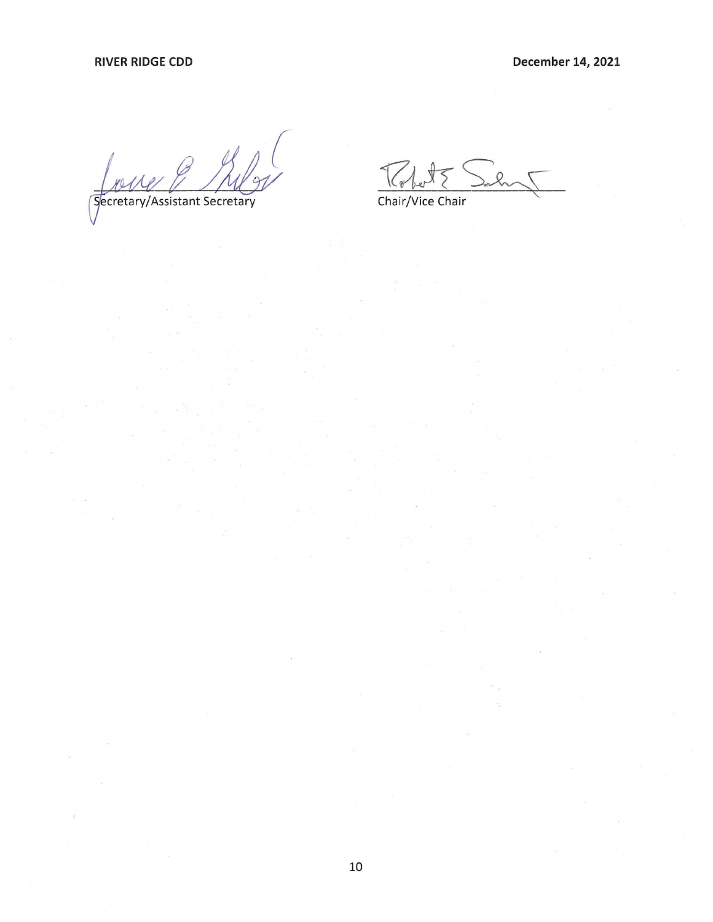Secretary/Assistant Secretary

Chair/Vice Chair